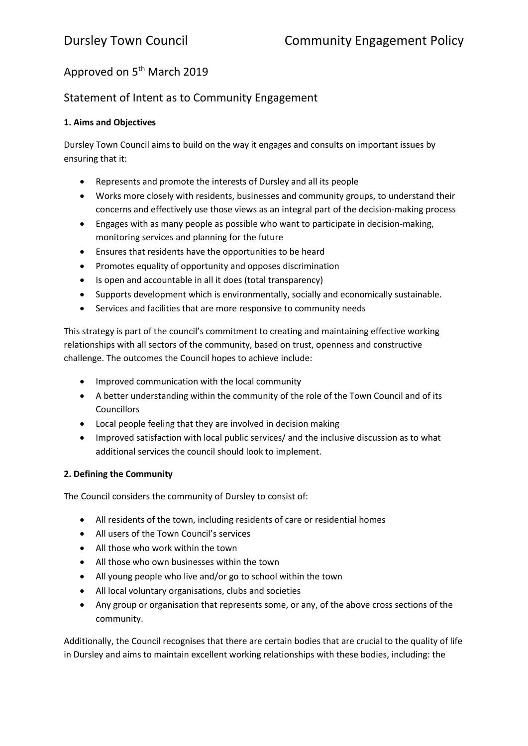# Dursley Town Council Community Engagement Policy

Approved on 5th March 2019

## Statement of Intent as to Community Engagement

### 1. Aims and Objectives

Dursley Town Council aims to build on the way it engages and consults on important issues by ensuring that it:

- Represents and promote the interests of Dursley and all its people
- Works more closely with residents, businesses and community groups, to understand their concerns and effectively use those views as an integral part of the decision-making process
- Engages with as many people as possible who want to participate in decision-making, monitoring services and planning for the future
- Ensures that residents have the opportunities to be heard
- Promotes equality of opportunity and opposes discrimination
- Is open and accountable in all it does (total transparency)
- Supports development which is environmentally, socially and economically sustainable.
- Services and facilities that are more responsive to community needs

This strategy is part of the council's commitment to creating and maintaining effective working relationships with all sectors of the community, based on trust, openness and constructive challenge. The outcomes the Council hopes to achieve include:

- Improved communication with the local community
- A better understanding within the community of the role of the Town Council and of its Councillors
- Local people feeling that they are involved in decision making
- Improved satisfaction with local public services/ and the inclusive discussion as to what additional services the council should look to implement.

### 2. Defining the Community

The Council considers the community of Dursley to consist of:

- All residents of the town, including residents of care or residential homes
- All users of the Town Council's services
- All those who work within the town
- All those who own businesses within the town
- All young people who live and/or go to school within the town
- All local voluntary organisations, clubs and societies
- Any group or organisation that represents some, or any, of the above cross sections of the community.

Additionally, the Council recognises that there are certain bodies that are crucial to the quality of life in Dursley and aims to maintain excellent working relationships with these bodies, including: the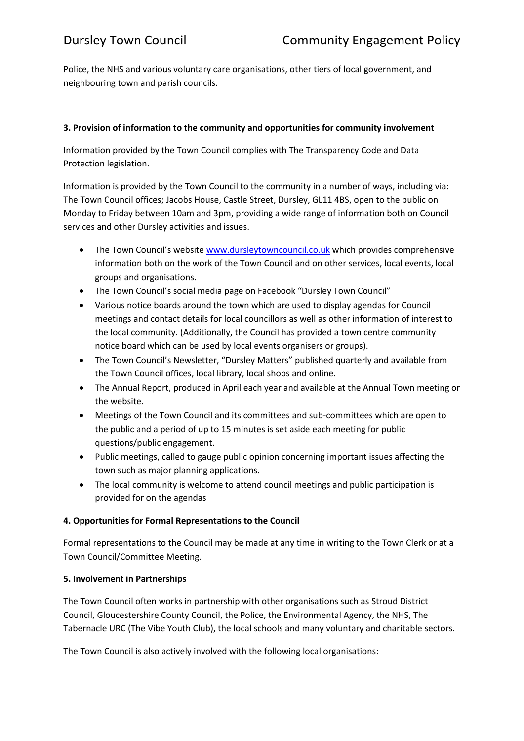Police, the NHS and various voluntary care organisations, other tiers of local government, and neighbouring town and parish councils.

**3. Provision of information to the community and opportunities for community involvement**

Information provided by the Town Council complies with The Transparency Code and Data Protection legislation.

Information is provided by the Town Council to the community in a number of ways, including via: The Town Council offices; Jacobs House, Castle Street, Dursley, GL11 4BS, open to the public on Monday to Friday between 10am and 3pm, providing a wide range of information both on Council services and other Dursley activities and issues.

- The Town Council's website [www.dursleytowncouncil.co.uk](http://www.dursleytowncouncil.co.uk) which provides comprehensive information both on the work of the Town Council and on other services, local events, local groups and organisations.
- The Town Council's social media page on Facebook "Dursley Town Council"
- Various notice boards around the town which are used to display agendas for Council meetings and contact details for local councillors as well as other information of interest to the local community. (Additionally, the Council has provided a town centre community notice board which can be used by local events organisers or groups).
- The Town Council's Newsletter, "Dursley Matters" published quarterly and available from the Town Council offices, local library, local shops and online.
- The Annual Report, produced in April each year and available at the Annual Town meeting or the website.
- Meetings of the Town Council and its committees and sub-committees which are open to the public and a period of up to 15 minutes is set aside each meeting for public questions/public engagement.
- Public meetings, called to gauge public opinion concerning important issues affecting the town such as major planning applications.
- The local community is welcome to attend council meetings and public participation is provided for on the agendas

**4. Opportunities for Formal Representations to the Council**

Formal representations to the Council may be made at any time in writing to the Town Clerk or at a Town Council/Committee Meeting.

**5. Involvement in Partnerships**

The Town Council often works in partnership with other organisations such as Stroud District Council, Gloucestershire County Council, the Police, the Environmental Agency, the NHS, The Tabernacle URC (The Vibe Youth Club), the local schools and many voluntary and charitable sectors.

The Town Council is also actively involved with the following local organisations: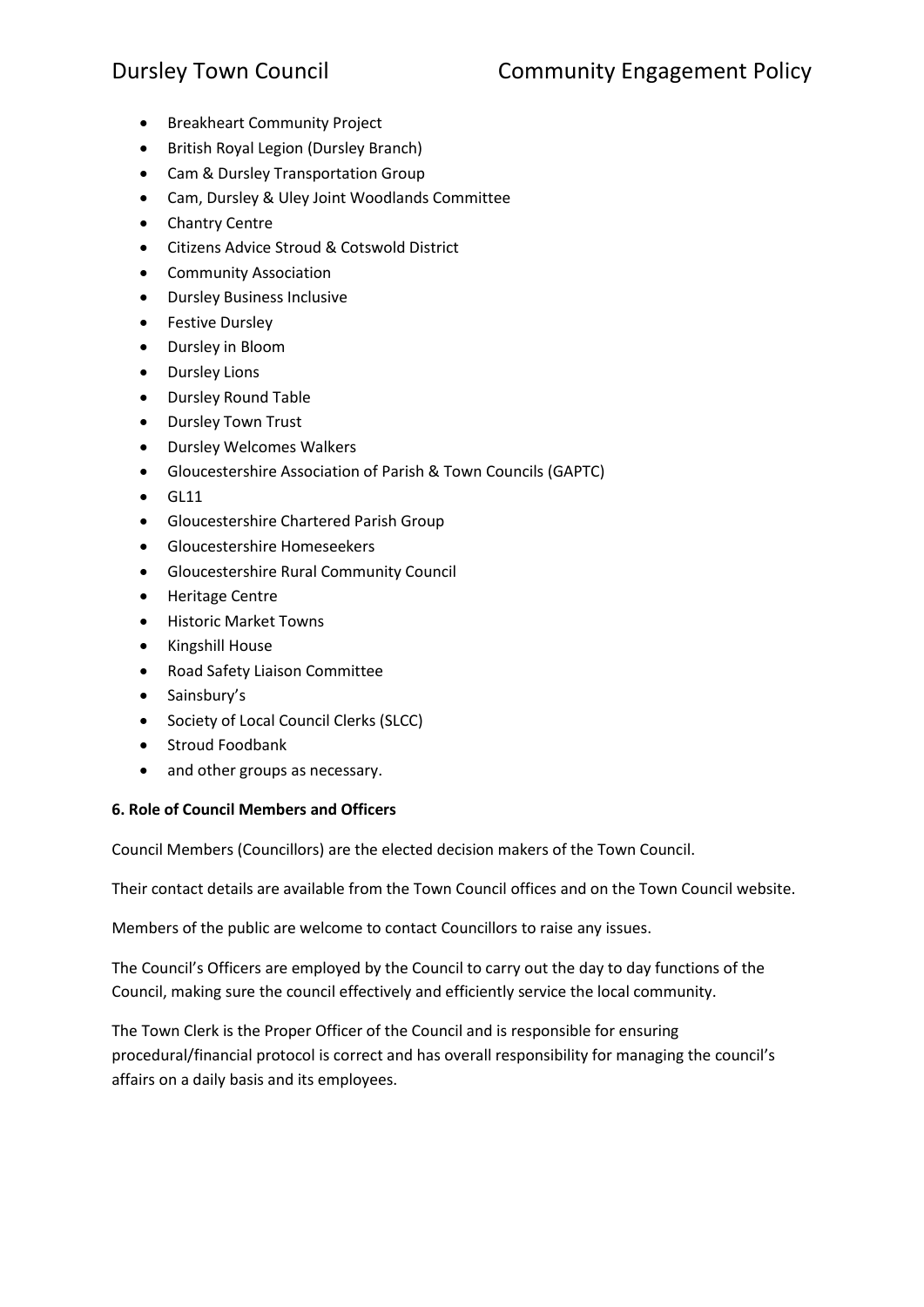- Breakheart Community Project
- British Royal Legion (Dursley Branch)
- Cam & Dursley Transportation Group
- Cam, Dursley & Uley Joint Woodlands Committee
- Chantry Centre
- Citizens Advice Stroud & Cotswold District
- Community Association
- Dursley Business Inclusive
- Festive Dursley
- Dursley in Bloom
- Dursley Lions
- Dursley Round Table
- Dursley Town Trust
- Dursley Welcomes Walkers
- Gloucestershire Association of Parish & Town Councils (GAPTC)
- GL11
- Gloucestershire Chartered Parish Group
- Gloucestershire Homeseekers
- Gloucestershire Rural Community Council
- Heritage Centre
- Historic Market Towns
- Kingshill House
- Road Safety Liaison Committee
- Sainsbury's
- Society of Local Council Clerks (SLCC)
- Stroud Foodbank
- and other groups as necessary.

**6. Role of Council Members and Officers**

Council Members (Councillors) are the elected decision makers of the Town Council.

Their contact details are available from the Town Council offices and on the Town Council website.

Members of the public are welcome to contact Councillors to raise any issues.

The Council's Officers are employed by the Council to carry out the day to day functions of the Council, making sure the council effectively and efficiently service the local community.

The Town Clerk is the Proper Officer of the Council and is responsible for ensuring procedural/financial protocol is correct and has overall responsibility for managing the council's affairs on a daily basis and its employees.